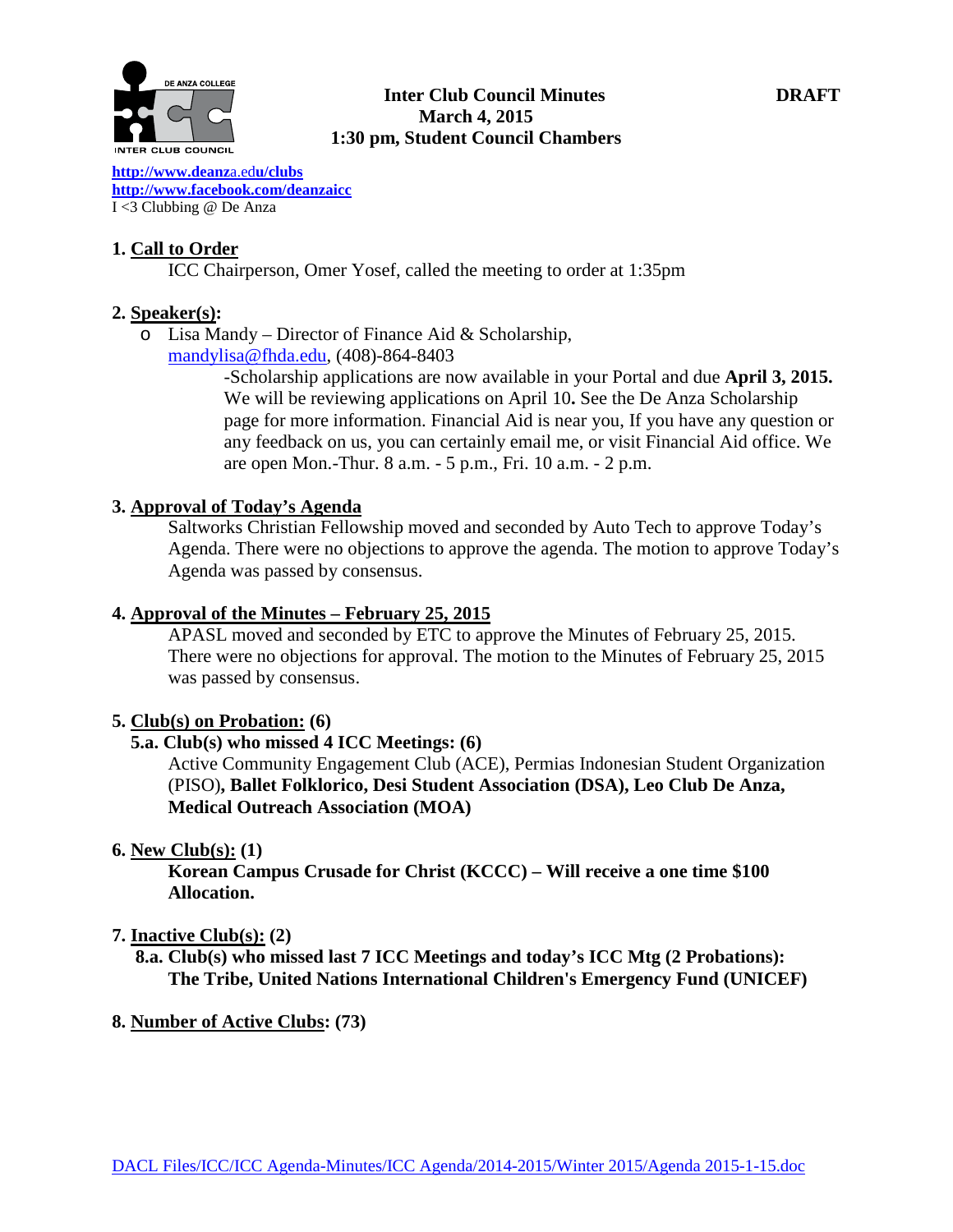# Inter Club Council Minutes **DRAFT**

**March 4, 2015**
**1:30 pm, Student Council Chambers**

http://www.deanza.edu/clubs
http://www.facebook.com/deanzaicc
I <3 Clubbing @ De Anza

## 1. Call to Order

ICC Chairperson, Omer Yosef, called the meeting to order at 1:35pm

## 2. Speaker(s):

- Lisa Mandy – Director of Finance Aid & Scholarship, mandylisa@fhda.edu, (408)-864-8403

  -Scholarship applications are now available in your Portal and due **April 3, 2015.** We will be reviewing applications on April 10**.** See the De Anza Scholarship page for more information. Financial Aid is near you, If you have any question or any feedback on us, you can certainly email me, or visit Financial Aid office. We are open Mon.-Thur. 8 a.m. - 5 p.m., Fri. 10 a.m. - 2 p.m.

## 3. Approval of Today's Agenda

Saltworks Christian Fellowship moved and seconded by Auto Tech to approve Today's Agenda. There were no objections to approve the agenda. The motion to approve Today's Agenda was passed by consensus.

## 4. Approval of the Minutes – February 25, 2015

APASL moved and seconded by ETC to approve the Minutes of February 25, 2015. There were no objections for approval. The motion to the Minutes of February 25, 2015 was passed by consensus.

## 5. Club(s) on Probation: (6)

### 5.a. Club(s) who missed 4 ICC Meetings: (6)

Active Community Engagement Club (ACE), Permias Indonesian Student Organization (PISO)**, Ballet Folklorico, Desi Student Association (DSA), Leo Club De Anza, Medical Outreach Association (MOA)**

## 6. New Club(s): (1)

**Korean Campus Crusade for Christ (KCCC) – Will receive a one time $100 Allocation.**

## 7. Inactive Club(s): (2)

### 8.a. Club(s) who missed last 7 ICC Meetings and today's ICC Mtg (2 Probations):

**The Tribe, United Nations International Children's Emergency Fund (UNICEF)**

## 8. Number of Active Clubs: (73)

DACL Files/ICC/ICC Agenda-Minutes/ICC Agenda/2014-2015/Winter 2015/Agenda 2015-1-15.doc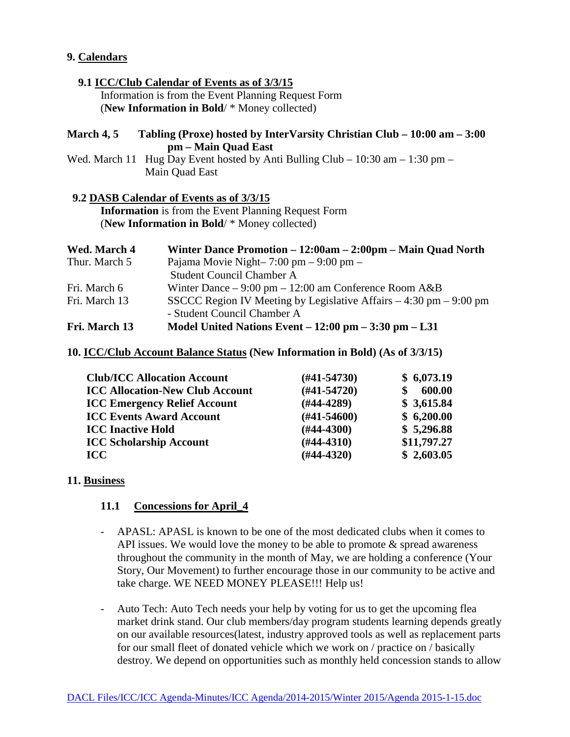## 9. Calendars

### 9.1 ICC/Club Calendar of Events as of 3/3/15

Information is from the Event Planning Request Form
(**New Information in Bold**/ * Money collected)

**March 4, 5 Tabling (Proxe) hosted by InterVarsity Christian Club – 10:00 am – 3:00 pm – Main Quad East**

Wed. March 11 Hug Day Event hosted by Anti Bulling Club – 10:30 am – 1:30 pm – Main Quad East

### 9.2 DASB Calendar of Events as of 3/3/15

**Information** is from the Event Planning Request Form
(**New Information in Bold**/ * Money collected)

| | |
|---|---|
| **Wed. March 4** | **Winter Dance Promotion – 12:00am – 2:00pm – Main Quad North** |
| Thur. March 5 | Pajama Movie Night– 7:00 pm – 9:00 pm – Student Council Chamber A |
| Fri. March 6 | Winter Dance – 9:00 pm – 12:00 am Conference Room A&B |
| Fri. March 13 | SSCCC Region IV Meeting by Legislative Affairs – 4:30 pm – 9:00 pm - Student Council Chamber A |
| **Fri. March 13** | **Model United Nations Event – 12:00 pm – 3:30 pm – L31** |

## 10. ICC/Club Account Balance Status (New Information in Bold) (As of 3/3/15)

| | | |
|---|---|---|
| **Club/ICC Allocation Account** | **(#41-54730)** | **$ 6,073.19** |
| **ICC Allocation-New Club Account** | **(#41-54720)** | **$ 600.00** |
| **ICC Emergency Relief Account** | **(#44-4289)** | **$ 3,615.84** |
| **ICC Events Award Account** | **(#41-54600)** | **$ 6,200.00** |
| **ICC Inactive Hold** | **(#44-4300)** | **$ 5,296.88** |
| **ICC Scholarship Account** | **(#44-4310)** | **$11,797.27** |
| **ICC** | **(#44-4320)** | **$ 2,603.05** |

## 11. Business

### 11.1 Concessions for April_4

- APASL: APASL is known to be one of the most dedicated clubs when it comes to API issues. We would love the money to be able to promote & spread awareness throughout the community in the month of May, we are holding a conference (Your Story, Our Movement) to further encourage those in our community to be active and take charge. WE NEED MONEY PLEASE!!! Help us!

- Auto Tech: Auto Tech needs your help by voting for us to get the upcoming flea market drink stand. Our club members/day program students learning depends greatly on our available resources(latest, industry approved tools as well as replacement parts for our small fleet of donated vehicle which we work on / practice on / basically destroy. We depend on opportunities such as monthly held concession stands to allow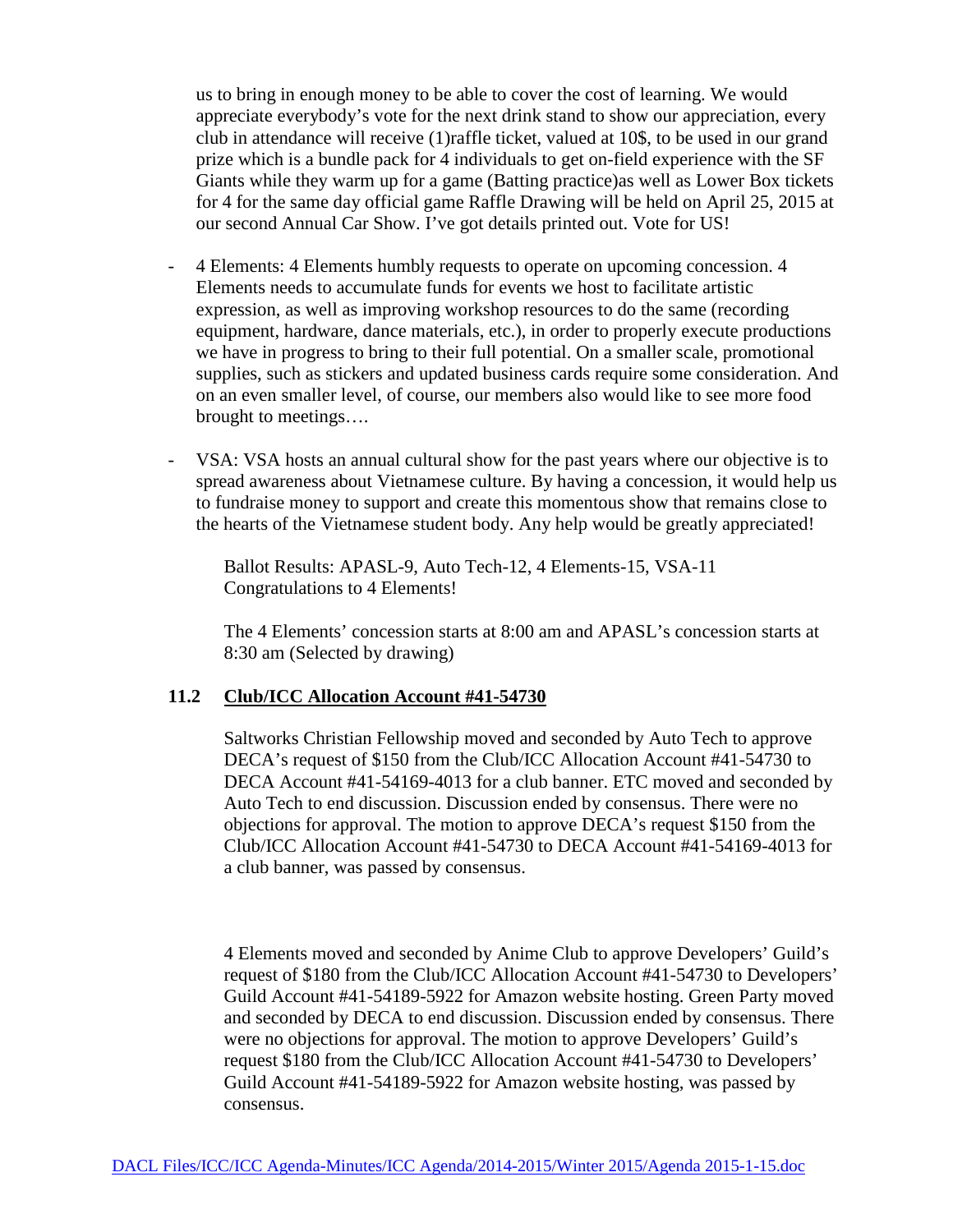us to bring in enough money to be able to cover the cost of learning. We would appreciate everybody's vote for the next drink stand to show our appreciation, every club in attendance will receive (1)raffle ticket, valued at 10$, to be used in our grand prize which is a bundle pack for 4 individuals to get on-field experience with the SF Giants while they warm up for a game (Batting practice)as well as Lower Box tickets for 4 for the same day official game Raffle Drawing will be held on April 25, 2015 at our second Annual Car Show. I've got details printed out. Vote for US!

- 4 Elements: 4 Elements humbly requests to operate on upcoming concession. 4 Elements needs to accumulate funds for events we host to facilitate artistic expression, as well as improving workshop resources to do the same (recording equipment, hardware, dance materials, etc.), in order to properly execute productions we have in progress to bring to their full potential. On a smaller scale, promotional supplies, such as stickers and updated business cards require some consideration. And on an even smaller level, of course, our members also would like to see more food brought to meetings….

- VSA: VSA hosts an annual cultural show for the past years where our objective is to spread awareness about Vietnamese culture. By having a concession, it would help us to fundraise money to support and create this momentous show that remains close to the hearts of the Vietnamese student body. Any help would be greatly appreciated!

Ballot Results: APASL-9, Auto Tech-12, 4 Elements-15, VSA-11
Congratulations to 4 Elements!

The 4 Elements' concession starts at 8:00 am and APASL's concession starts at 8:30 am (Selected by drawing)

### 11.2 Club/ICC Allocation Account #41-54730

Saltworks Christian Fellowship moved and seconded by Auto Tech to approve DECA's request of $150 from the Club/ICC Allocation Account #41-54730 to DECA Account #41-54169-4013 for a club banner. ETC moved and seconded by Auto Tech to end discussion. Discussion ended by consensus. There were no objections for approval. The motion to approve DECA's request $150 from the Club/ICC Allocation Account #41-54730 to DECA Account #41-54169-4013 for a club banner, was passed by consensus.

4 Elements moved and seconded by Anime Club to approve Developers' Guild's request of $180 from the Club/ICC Allocation Account #41-54730 to Developers' Guild Account #41-54189-5922 for Amazon website hosting. Green Party moved and seconded by DECA to end discussion. Discussion ended by consensus. There were no objections for approval. The motion to approve Developers' Guild's request $180 from the Club/ICC Allocation Account #41-54730 to Developers' Guild Account #41-54189-5922 for Amazon website hosting, was passed by consensus.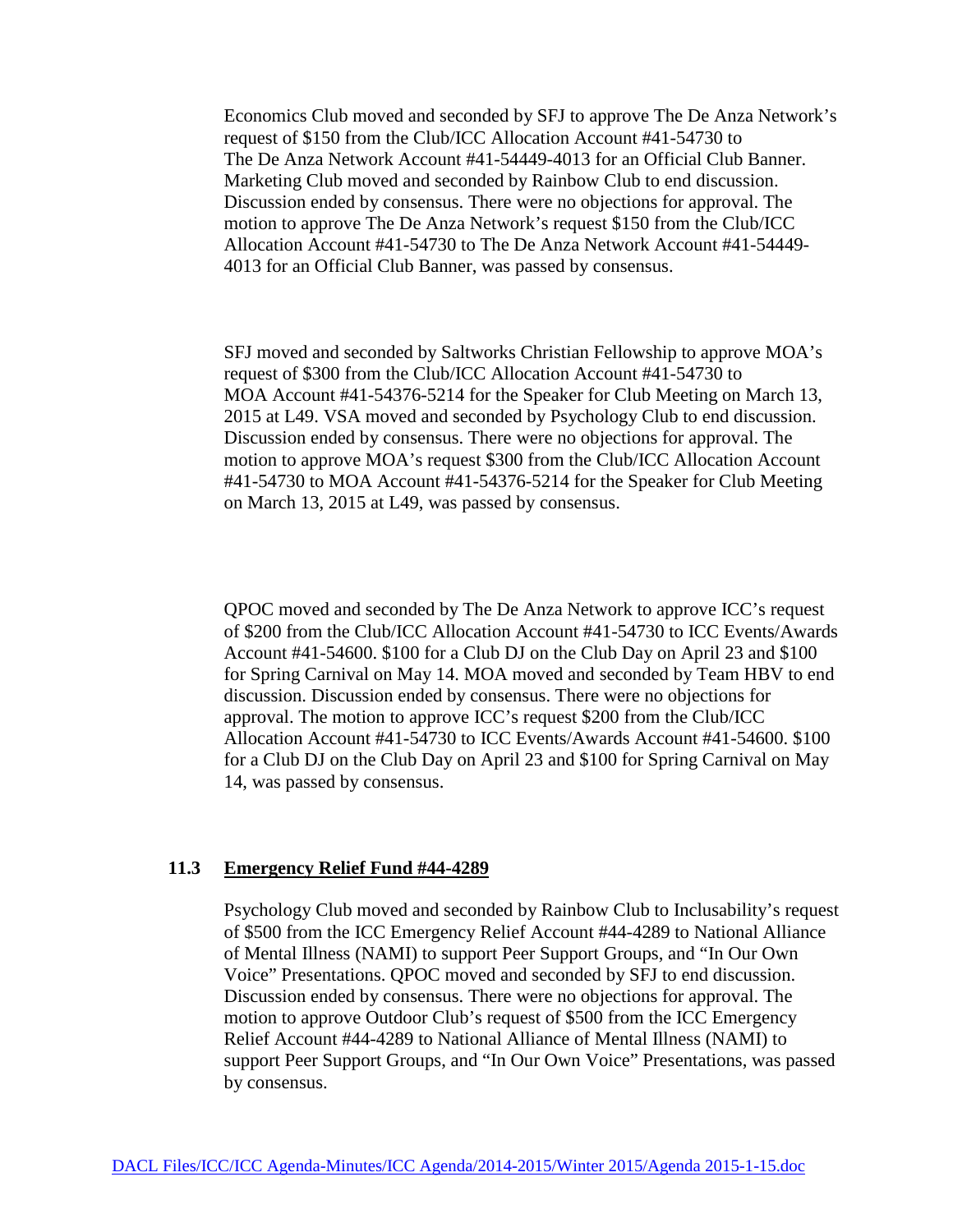Economics Club moved and seconded by SFJ to approve The De Anza Network's request of $150 from the Club/ICC Allocation Account #41-54730 to The De Anza Network Account #41-54449-4013 for an Official Club Banner. Marketing Club moved and seconded by Rainbow Club to end discussion. Discussion ended by consensus. There were no objections for approval. The motion to approve The De Anza Network's request $150 from the Club/ICC Allocation Account #41-54730 to The De Anza Network Account #41-54449-4013 for an Official Club Banner, was passed by consensus.

SFJ moved and seconded by Saltworks Christian Fellowship to approve MOA's request of $300 from the Club/ICC Allocation Account #41-54730 to MOA Account #41-54376-5214 for the Speaker for Club Meeting on March 13, 2015 at L49. VSA moved and seconded by Psychology Club to end discussion. Discussion ended by consensus. There were no objections for approval. The motion to approve MOA's request $300 from the Club/ICC Allocation Account #41-54730 to MOA Account #41-54376-5214 for the Speaker for Club Meeting on March 13, 2015 at L49, was passed by consensus.

QPOC moved and seconded by The De Anza Network to approve ICC's request of $200 from the Club/ICC Allocation Account #41-54730 to ICC Events/Awards Account #41-54600. $100 for a Club DJ on the Club Day on April 23 and $100 for Spring Carnival on May 14. MOA moved and seconded by Team HBV to end discussion. Discussion ended by consensus. There were no objections for approval. The motion to approve ICC's request $200 from the Club/ICC Allocation Account #41-54730 to ICC Events/Awards Account #41-54600. $100 for a Club DJ on the Club Day on April 23 and $100 for Spring Carnival on May 14, was passed by consensus.

### 11.3 Emergency Relief Fund #44-4289

Psychology Club moved and seconded by Rainbow Club to Inclusability's request of $500 from the ICC Emergency Relief Account #44-4289 to National Alliance of Mental Illness (NAMI) to support Peer Support Groups, and "In Our Own Voice" Presentations. QPOC moved and seconded by SFJ to end discussion. Discussion ended by consensus. There were no objections for approval. The motion to approve Outdoor Club's request of $500 from the ICC Emergency Relief Account #44-4289 to National Alliance of Mental Illness (NAMI) to support Peer Support Groups, and "In Our Own Voice" Presentations, was passed by consensus.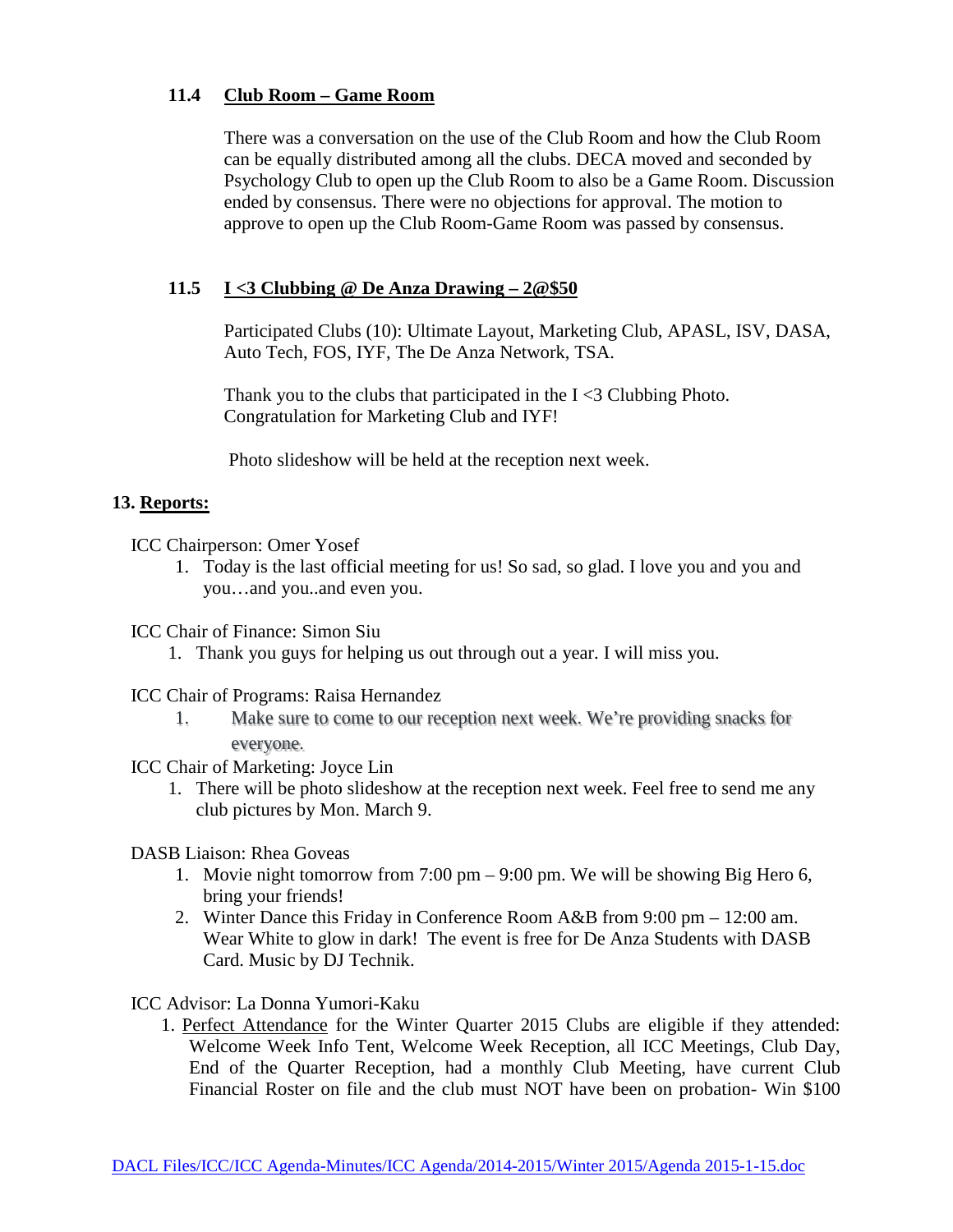### 11.4 Club Room – Game Room

There was a conversation on the use of the Club Room and how the Club Room can be equally distributed among all the clubs. DECA moved and seconded by Psychology Club to open up the Club Room to also be a Game Room. Discussion ended by consensus. There were no objections for approval. The motion to approve to open up the Club Room-Game Room was passed by consensus.

### 11.5 I <3 Clubbing @ De Anza Drawing – 2@$50

Participated Clubs (10): Ultimate Layout, Marketing Club, APASL, ISV, DASA, Auto Tech, FOS, IYF, The De Anza Network, TSA.

Thank you to the clubs that participated in the I <3 Clubbing Photo. Congratulation for Marketing Club and IYF!

Photo slideshow will be held at the reception next week.

## 13. Reports:

ICC Chairperson: Omer Yosef

1. Today is the last official meeting for us! So sad, so glad. I love you and you and you…and you..and even you.

ICC Chair of Finance: Simon Siu

1. Thank you guys for helping us out through out a year. I will miss you.

ICC Chair of Programs: Raisa Hernandez

1. Make sure to come to our reception next week. We're providing snacks for everyone.

ICC Chair of Marketing: Joyce Lin

1. There will be photo slideshow at the reception next week. Feel free to send me any club pictures by Mon. March 9.

DASB Liaison: Rhea Goveas

1. Movie night tomorrow from 7:00 pm – 9:00 pm. We will be showing Big Hero 6, bring your friends!
2. Winter Dance this Friday in Conference Room A&B from 9:00 pm – 12:00 am. Wear White to glow in dark! The event is free for De Anza Students with DASB Card. Music by DJ Technik.

ICC Advisor: La Donna Yumori-Kaku

1. Perfect Attendance for the Winter Quarter 2015 Clubs are eligible if they attended: Welcome Week Info Tent, Welcome Week Reception, all ICC Meetings, Club Day, End of the Quarter Reception, had a monthly Club Meeting, have current Club Financial Roster on file and the club must NOT have been on probation- Win $100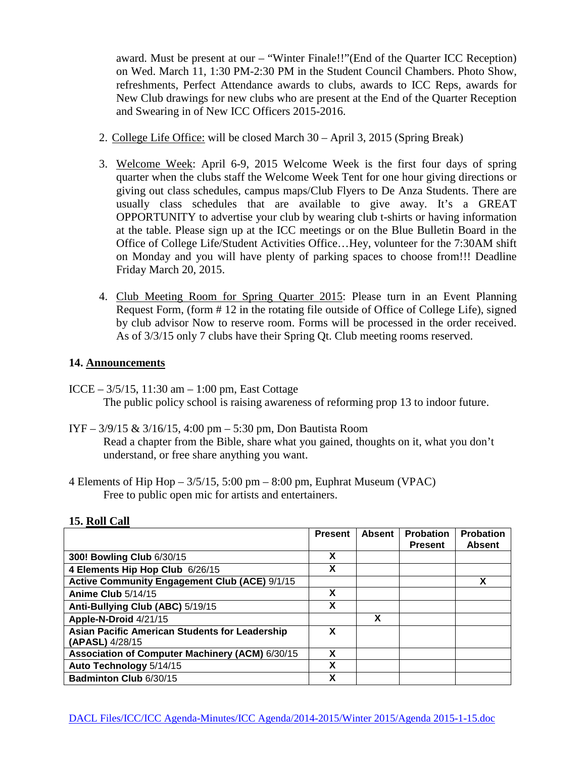award. Must be present at our – "Winter Finale!!"(End of the Quarter ICC Reception) on Wed. March 11, 1:30 PM-2:30 PM in the Student Council Chambers. Photo Show, refreshments, Perfect Attendance awards to clubs, awards to ICC Reps, awards for New Club drawings for new clubs who are present at the End of the Quarter Reception and Swearing in of New ICC Officers 2015-2016.

2. College Life Office: will be closed March 30 – April 3, 2015 (Spring Break)

3. Welcome Week: April 6-9, 2015 Welcome Week is the first four days of spring quarter when the clubs staff the Welcome Week Tent for one hour giving directions or giving out class schedules, campus maps/Club Flyers to De Anza Students. There are usually class schedules that are available to give away. It's a GREAT OPPORTUNITY to advertise your club by wearing club t-shirts or having information at the table. Please sign up at the ICC meetings or on the Blue Bulletin Board in the Office of College Life/Student Activities Office…Hey, volunteer for the 7:30AM shift on Monday and you will have plenty of parking spaces to choose from!!! Deadline Friday March 20, 2015.

4. Club Meeting Room for Spring Quarter 2015: Please turn in an Event Planning Request Form, (form # 12 in the rotating file outside of Office of College Life), signed by club advisor Now to reserve room. Forms will be processed in the order received. As of 3/3/15 only 7 clubs have their Spring Qt. Club meeting rooms reserved.

## 14. Announcements

ICCE – 3/5/15, 11:30 am – 1:00 pm, East Cottage
The public policy school is raising awareness of reforming prop 13 to indoor future.

IYF – 3/9/15 & 3/16/15, 4:00 pm – 5:30 pm, Don Bautista Room
Read a chapter from the Bible, share what you gained, thoughts on it, what you don't understand, or free share anything you want.

4 Elements of Hip Hop – 3/5/15, 5:00 pm – 8:00 pm, Euphrat Museum (VPAC)
Free to public open mic for artists and entertainers.

## 15. Roll Call

| | Present | Absent | Probation Present | Probation Absent |
|---|---|---|---|---|
| **300! Bowling Club** 6/30/15 | X | | | |
| **4 Elements Hip Hop Club** 6/26/15 | X | | | |
| **Active Community Engagement Club (ACE)** 9/1/15 | | | | X |
| **Anime Club** 5/14/15 | X | | | |
| **Anti-Bullying Club (ABC)** 5/19/15 | X | | | |
| **Apple-N-Droid** 4/21/15 | | X | | |
| **Asian Pacific American Students for Leadership (APASL)** 4/28/15 | X | | | |
| **Association of Computer Machinery (ACM)** 6/30/15 | X | | | |
| **Auto Technology** 5/14/15 | X | | | |
| **Badminton Club** 6/30/15 | X | | | |

DACL Files/ICC/ICC Agenda-Minutes/ICC Agenda/2014-2015/Winter 2015/Agenda 2015-1-15.doc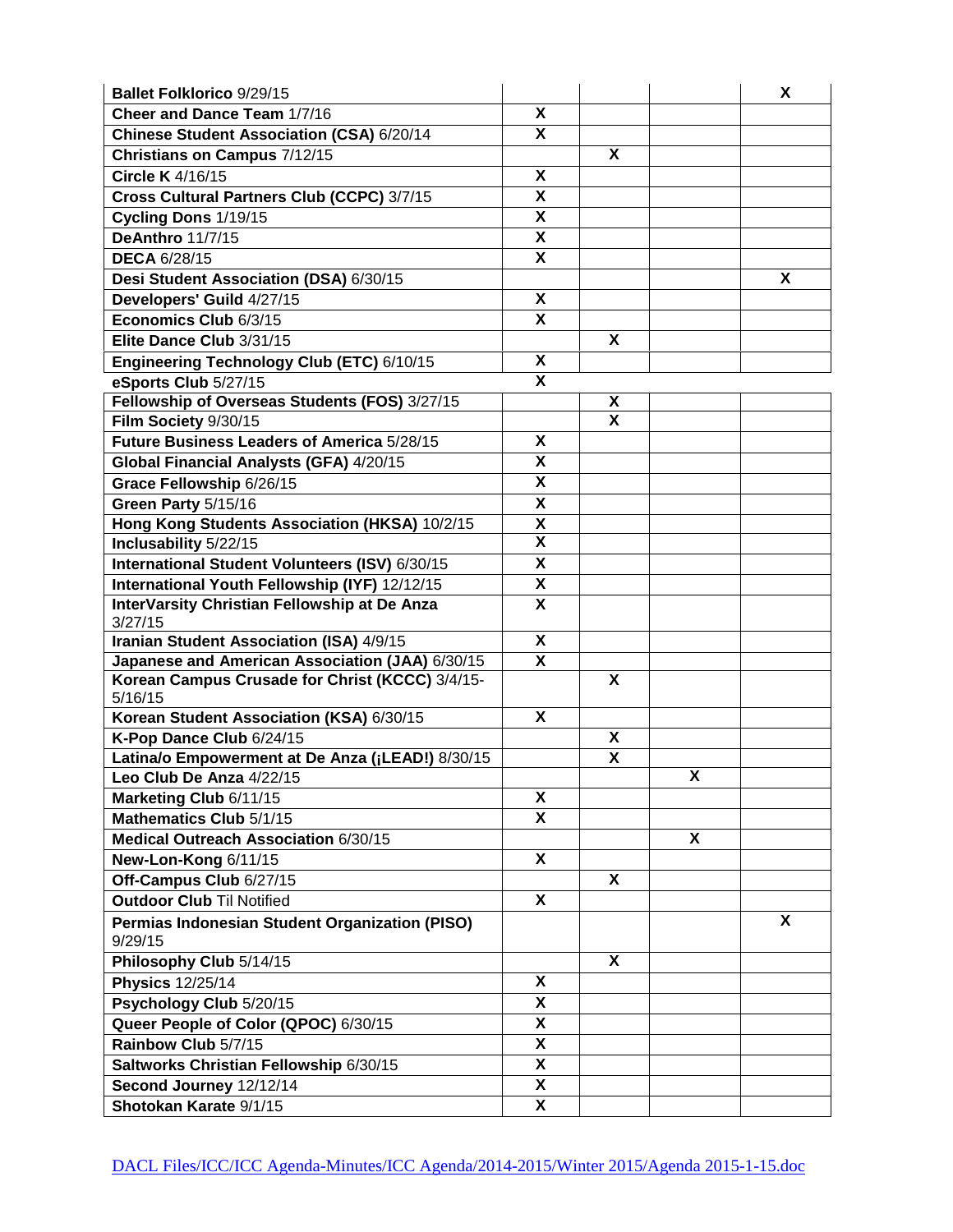| | | | | |
|---|---|---|---|---|
| **Ballet Folklorico** 9/29/15 | | | | **X** |
| **Cheer and Dance Team** 1/7/16 | **X** | | | |
| **Chinese Student Association (CSA)** 6/20/14 | **X** | | | |
| **Christians on Campus** 7/12/15 | | **X** | | |
| **Circle K** 4/16/15 | **X** | | | |
| **Cross Cultural Partners Club (CCPC)** 3/7/15 | **X** | | | |
| **Cycling Dons** 1/19/15 | **X** | | | |
| **DeAnthro** 11/7/15 | **X** | | | |
| **DECA** 6/28/15 | **X** | | | |
| **Desi Student Association (DSA)** 6/30/15 | | | | **X** |
| **Developers' Guild** 4/27/15 | **X** | | | |
| **Economics Club** 6/3/15 | **X** | | | |
| **Elite Dance Club** 3/31/15 | | **X** | | |
| **Engineering Technology Club (ETC)** 6/10/15 | **X** | | | |
| **eSports Club** 5/27/15 | **X** | | | |
| **Fellowship of Overseas Students (FOS)** 3/27/15 | | **X** | | |
| **Film Society** 9/30/15 | | **X** | | |
| **Future Business Leaders of America** 5/28/15 | **X** | | | |
| **Global Financial Analysts (GFA)** 4/20/15 | **X** | | | |
| **Grace Fellowship** 6/26/15 | **X** | | | |
| **Green Party** 5/15/16 | **X** | | | |
| **Hong Kong Students Association (HKSA)** 10/2/15 | **X** | | | |
| **Inclusability** 5/22/15 | **X** | | | |
| **International Student Volunteers (ISV)** 6/30/15 | **X** | | | |
| **International Youth Fellowship (IYF)** 12/12/15 | **X** | | | |
| **InterVarsity Christian Fellowship at De Anza** 3/27/15 | **X** | | | |
| **Iranian Student Association (ISA)** 4/9/15 | **X** | | | |
| **Japanese and American Association (JAA)** 6/30/15 | **X** | | | |
| **Korean Campus Crusade for Christ (KCCC)** 3/4/15-5/16/15 | | **X** | | |
| **Korean Student Association (KSA)** 6/30/15 | **X** | | | |
| **K-Pop Dance Club** 6/24/15 | | **X** | | |
| **Latina/o Empowerment at De Anza (¡LEAD!)** 8/30/15 | | **X** | | |
| **Leo Club De Anza** 4/22/15 | | | **X** | |
| **Marketing Club** 6/11/15 | **X** | | | |
| **Mathematics Club** 5/1/15 | **X** | | | |
| **Medical Outreach Association** 6/30/15 | | | **X** | |
| **New-Lon-Kong** 6/11/15 | **X** | | | |
| **Off-Campus Club** 6/27/15 | | **X** | | |
| **Outdoor Club** Til Notified | **X** | | | |
| **Permias Indonesian Student Organization (PISO)** 9/29/15 | | | | **X** |
| **Philosophy Club** 5/14/15 | | **X** | | |
| **Physics** 12/25/14 | **X** | | | |
| **Psychology Club** 5/20/15 | **X** | | | |
| **Queer People of Color (QPOC)** 6/30/15 | **X** | | | |
| **Rainbow Club** 5/7/15 | **X** | | | |
| **Saltworks Christian Fellowship** 6/30/15 | **X** | | | |
| **Second Journey** 12/12/14 | **X** | | | |
| **Shotokan Karate** 9/1/15 | **X** | | | |

DACL Files/ICC/ICC Agenda-Minutes/ICC Agenda/2014-2015/Winter 2015/Agenda 2015-1-15.doc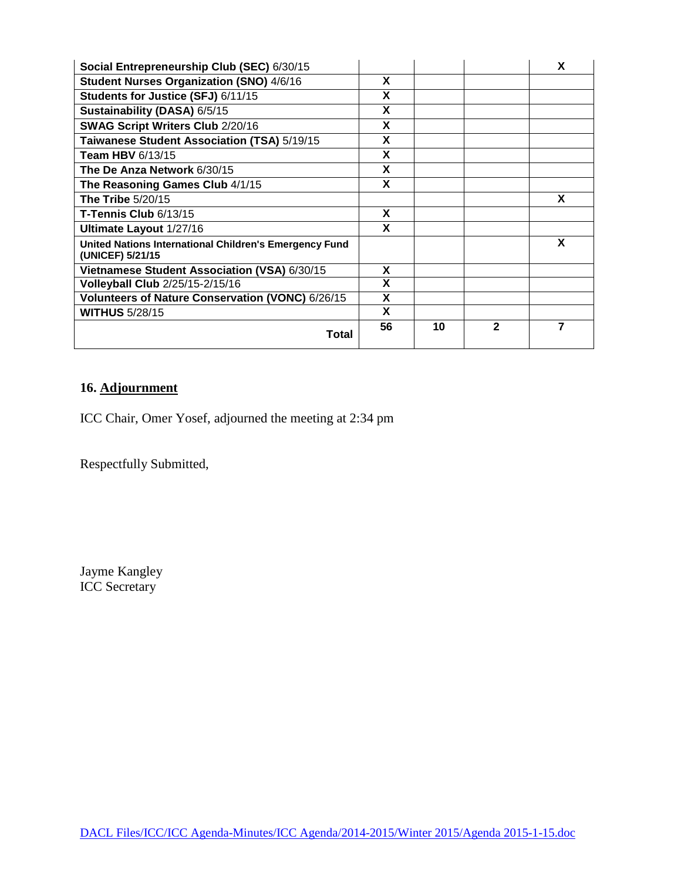| | | | | |
|---|---|---|---|---|
| **Social Entrepreneurship Club (SEC)** 6/30/15 | | | | **X** |
| **Student Nurses Organization (SNO)** 4/6/16 | **X** | | | |
| **Students for Justice (SFJ)** 6/11/15 | **X** | | | |
| **Sustainability (DASA)** 6/5/15 | **X** | | | |
| **SWAG Script Writers Club** 2/20/16 | **X** | | | |
| **Taiwanese Student Association (TSA)** 5/19/15 | **X** | | | |
| **Team HBV** 6/13/15 | **X** | | | |
| **The De Anza Network** 6/30/15 | **X** | | | |
| **The Reasoning Games Club** 4/1/15 | **X** | | | |
| **The Tribe** 5/20/15 | | | | **X** |
| **T-Tennis Club** 6/13/15 | **X** | | | |
| **Ultimate Layout** 1/27/16 | **X** | | | |
| **United Nations International Children's Emergency Fund (UNICEF) 5/21/15** | | | | **X** |
| **Vietnamese Student Association (VSA)** 6/30/15 | **X** | | | |
| **Volleyball Club** 2/25/15-2/15/16 | **X** | | | |
| **Volunteers of Nature Conservation (VONC)** 6/26/15 | **X** | | | |
| **WITHUS** 5/28/15 | **X** | | | |
| **Total** | **56** | **10** | **2** | **7** |

## 16. Adjournment

ICC Chair, Omer Yosef, adjourned the meeting at 2:34 pm

Respectfully Submitted,

Jayme Kangley
ICC Secretary

DACL Files/ICC/ICC Agenda-Minutes/ICC Agenda/2014-2015/Winter 2015/Agenda 2015-1-15.doc